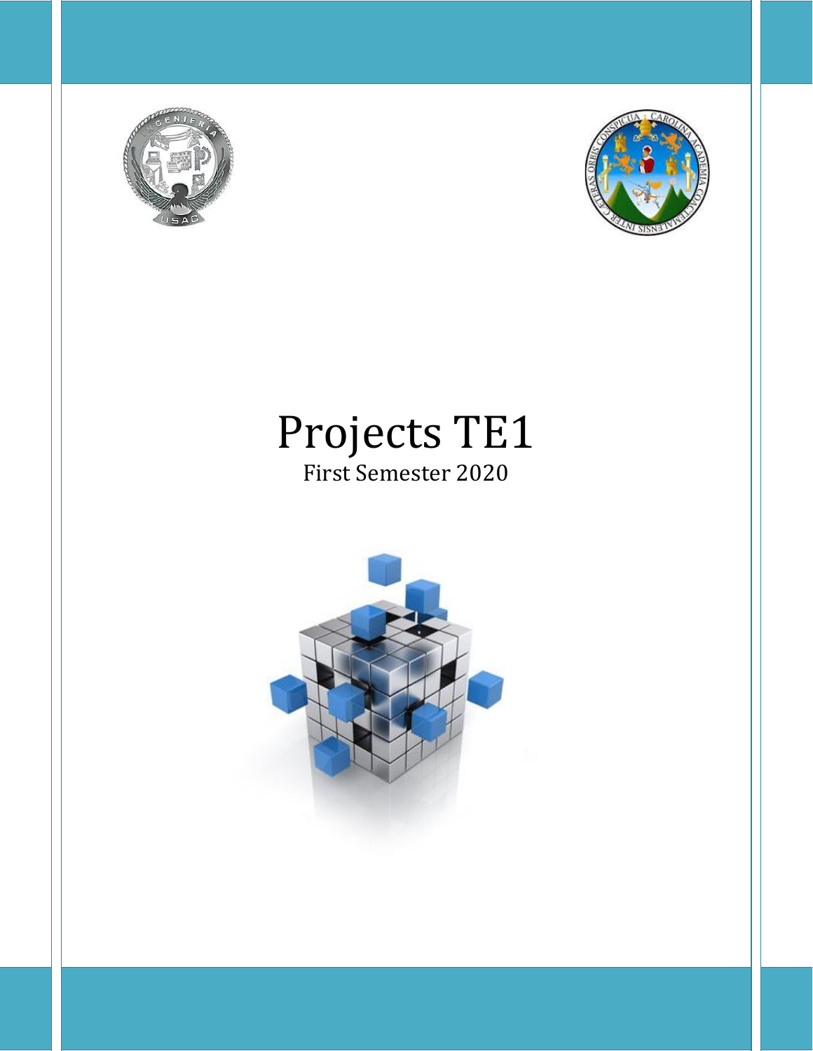# Projects TE1

First Semester 2020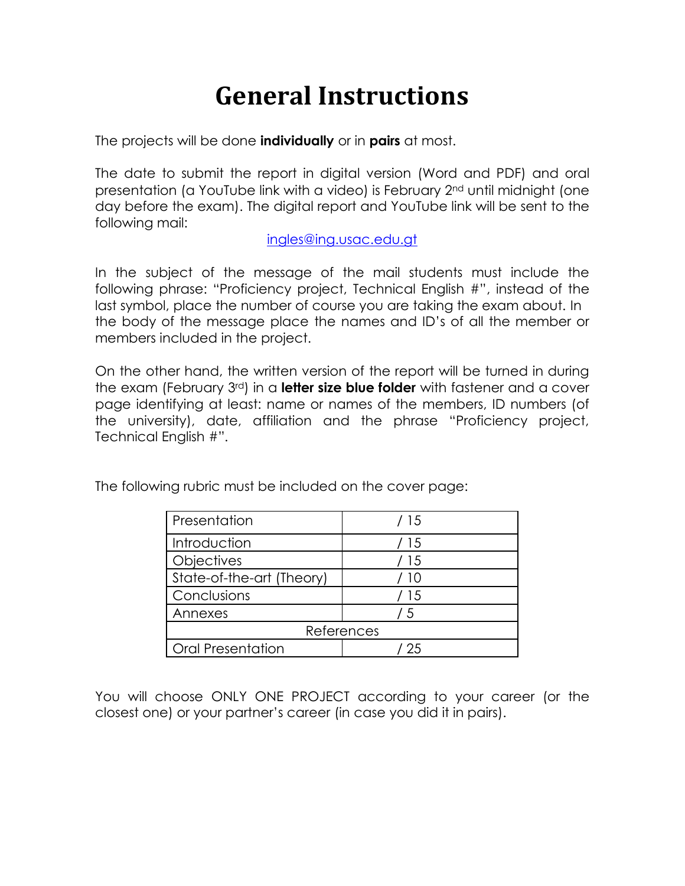# General Instructions

The projects will be done **individually** or in **pairs** at most.

The date to submit the report in digital version (Word and PDF) and oral presentation (a YouTube link with a video) is February 2nd until midnight (one day before the exam). The digital report and YouTube link will be sent to the following mail:

ingles@ing.usac.edu.gt

In the subject of the message of the mail students must include the following phrase: "Proficiency project, Technical English #", instead of the last symbol, place the number of course you are taking the exam about. In the body of the message place the names and ID's of all the member or members included in the project.

On the other hand, the written version of the report will be turned in during the exam (February 3rd) in a **letter size blue folder** with fastener and a cover page identifying at least: name or names of the members, ID numbers (of the university), date, affiliation and the phrase "Proficiency project, Technical English #".

The following rubric must be included on the cover page:

| Presentation | / 15 |
|---|---|
| Introduction | / 15 |
| Objectives | / 15 |
| State-of-the-art (Theory) | / 10 |
| Conclusions | / 15 |
| Annexes | / 5 |
| References | |
| Oral Presentation | / 25 |

You will choose ONLY ONE PROJECT according to your career (or the closest one) or your partner's career (in case you did it in pairs).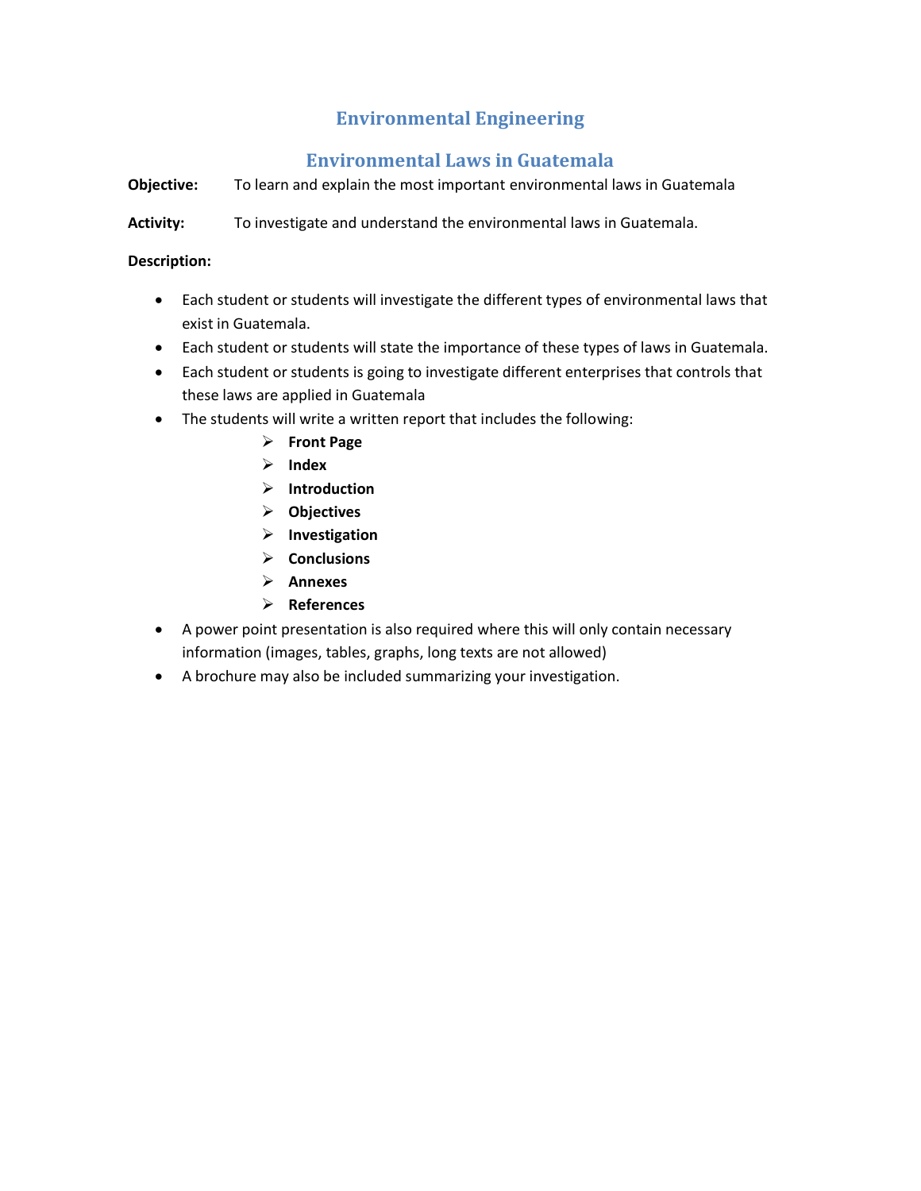# Environmental Engineering

## Environmental Laws in Guatemala

**Objective:** To learn and explain the most important environmental laws in Guatemala

**Activity:** To investigate and understand the environmental laws in Guatemala.

**Description:**

- Each student or students will investigate the different types of environmental laws that exist in Guatemala.
- Each student or students will state the importance of these types of laws in Guatemala.
- Each student or students is going to investigate different enterprises that controls that these laws are applied in Guatemala
- The students will write a written report that includes the following:
    - **Front Page**
    - **Index**
    - **Introduction**
    - **Objectives**
    - **Investigation**
    - **Conclusions**
    - **Annexes**
    - **References**
- A power point presentation is also required where this will only contain necessary information (images, tables, graphs, long texts are not allowed)
- A brochure may also be included summarizing your investigation.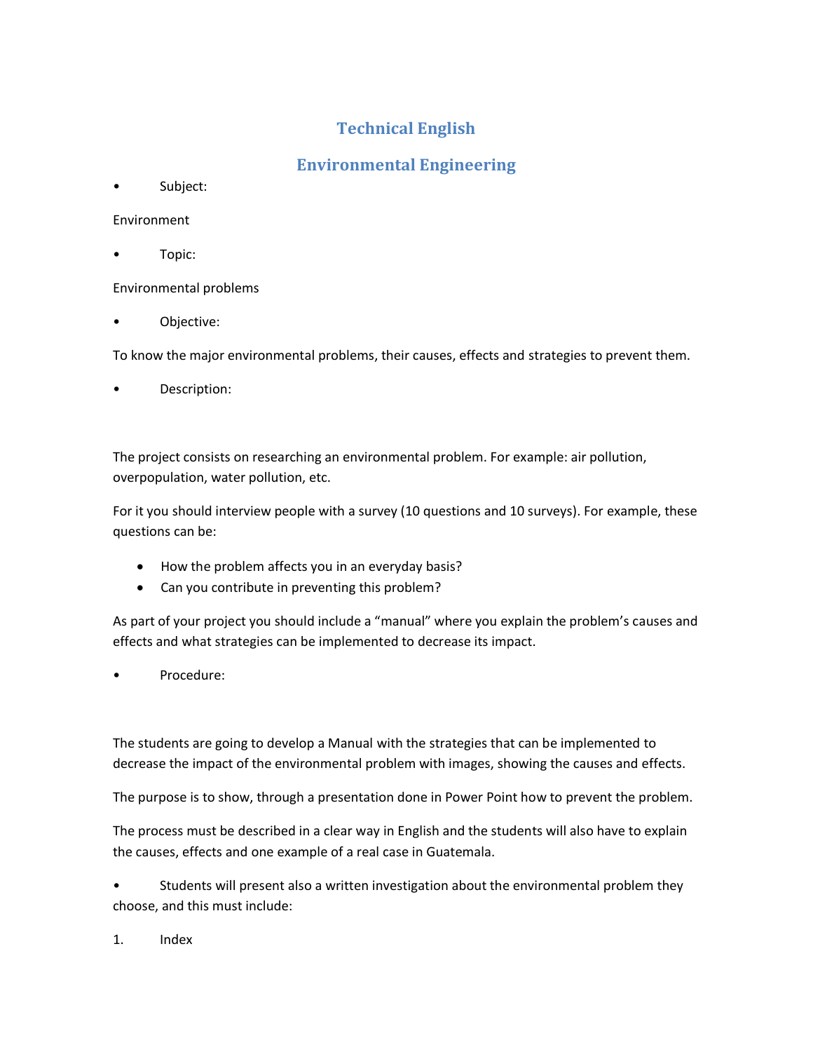## Technical English

## Environmental Engineering

- Subject:

Environment

- Topic:

Environmental problems

- Objective:

To know the major environmental problems, their causes, effects and strategies to prevent them.

- Description:

The project consists on researching an environmental problem. For example: air pollution, overpopulation, water pollution, etc.

For it you should interview people with a survey (10 questions and 10 surveys). For example, these questions can be:

- How the problem affects you in an everyday basis?
- Can you contribute in preventing this problem?

As part of your project you should include a "manual" where you explain the problem's causes and effects and what strategies can be implemented to decrease its impact.

- Procedure:

The students are going to develop a Manual with the strategies that can be implemented to decrease the impact of the environmental problem with images, showing the causes and effects.

The purpose is to show, through a presentation done in Power Point how to prevent the problem.

The process must be described in a clear way in English and the students will also have to explain the causes, effects and one example of a real case in Guatemala.

- Students will present also a written investigation about the environmental problem they choose, and this must include:

1. Index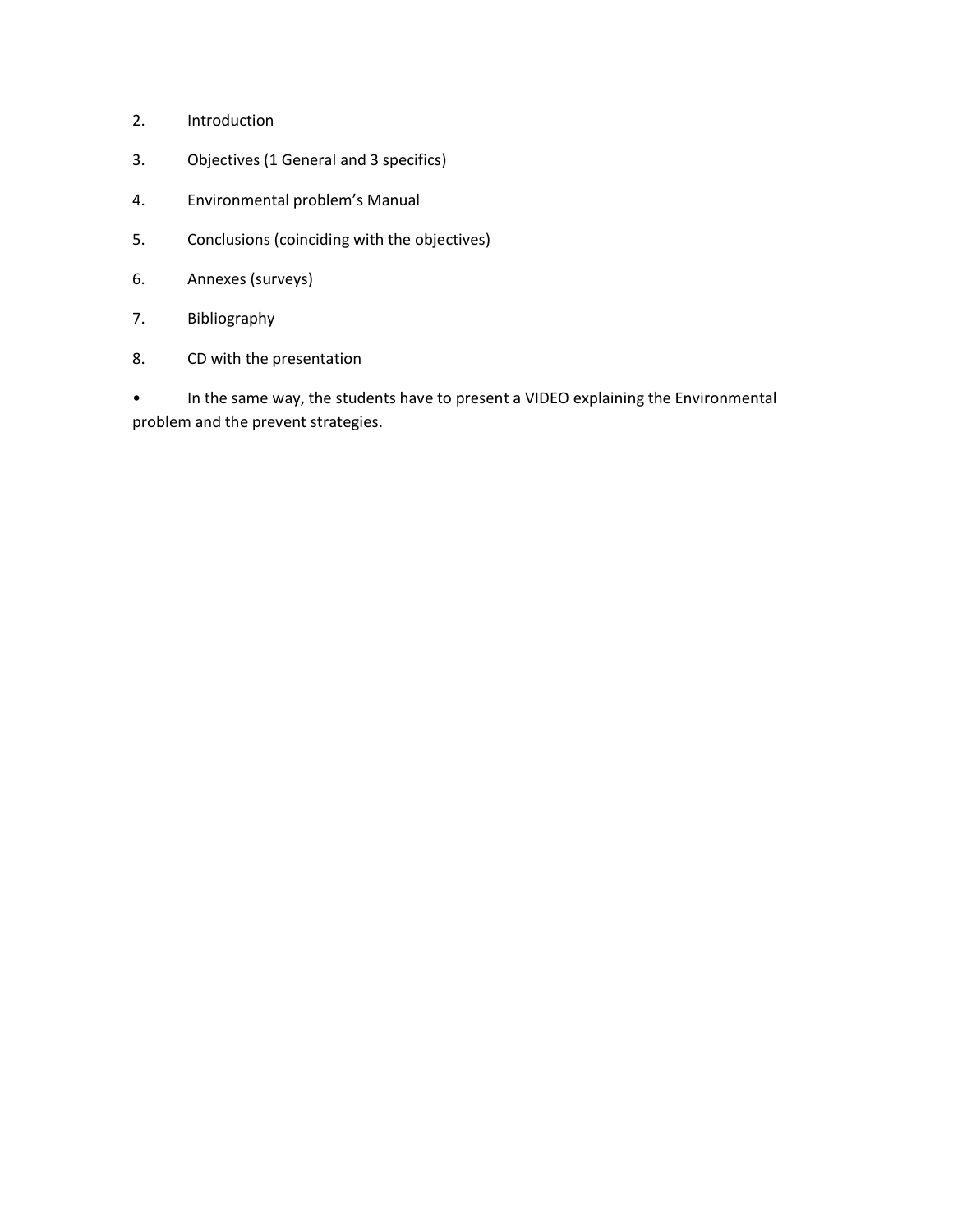2. Introduction
3. Objectives (1 General and 3 specifics)
4. Environmental problem's Manual
5. Conclusions (coinciding with the objectives)
6. Annexes (surveys)
7. Bibliography
8. CD with the presentation

- In the same way, the students have to present a VIDEO explaining the Environmental problem and the prevent strategies.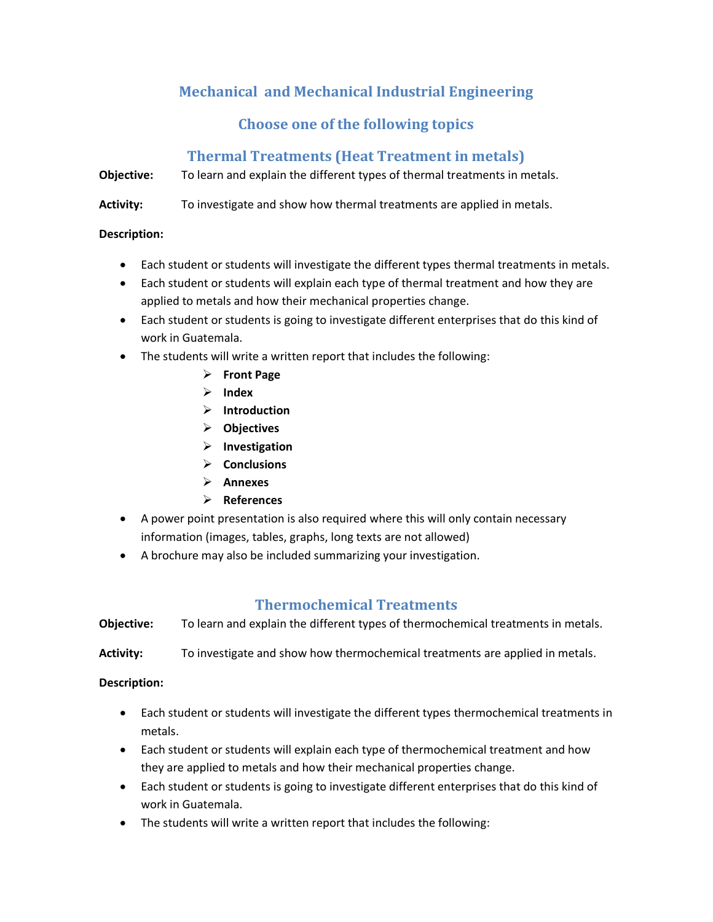## Mechanical and Mechanical Industrial Engineering

## Choose one of the following topics

### Thermal Treatments (Heat Treatment in metals)

**Objective:** To learn and explain the different types of thermal treatments in metals.

**Activity:** To investigate and show how thermal treatments are applied in metals.

**Description:**

- Each student or students will investigate the different types thermal treatments in metals.
- Each student or students will explain each type of thermal treatment and how they are applied to metals and how their mechanical properties change.
- Each student or students is going to investigate different enterprises that do this kind of work in Guatemala.
- The students will write a written report that includes the following:
    - **Front Page**
    - **Index**
    - **Introduction**
    - **Objectives**
    - **Investigation**
    - **Conclusions**
    - **Annexes**
    - **References**
- A power point presentation is also required where this will only contain necessary information (images, tables, graphs, long texts are not allowed)
- A brochure may also be included summarizing your investigation.

### Thermochemical Treatments

**Objective:** To learn and explain the different types of thermochemical treatments in metals.

**Activity:** To investigate and show how thermochemical treatments are applied in metals.

**Description:**

- Each student or students will investigate the different types thermochemical treatments in metals.
- Each student or students will explain each type of thermochemical treatment and how they are applied to metals and how their mechanical properties change.
- Each student or students is going to investigate different enterprises that do this kind of work in Guatemala.
- The students will write a written report that includes the following: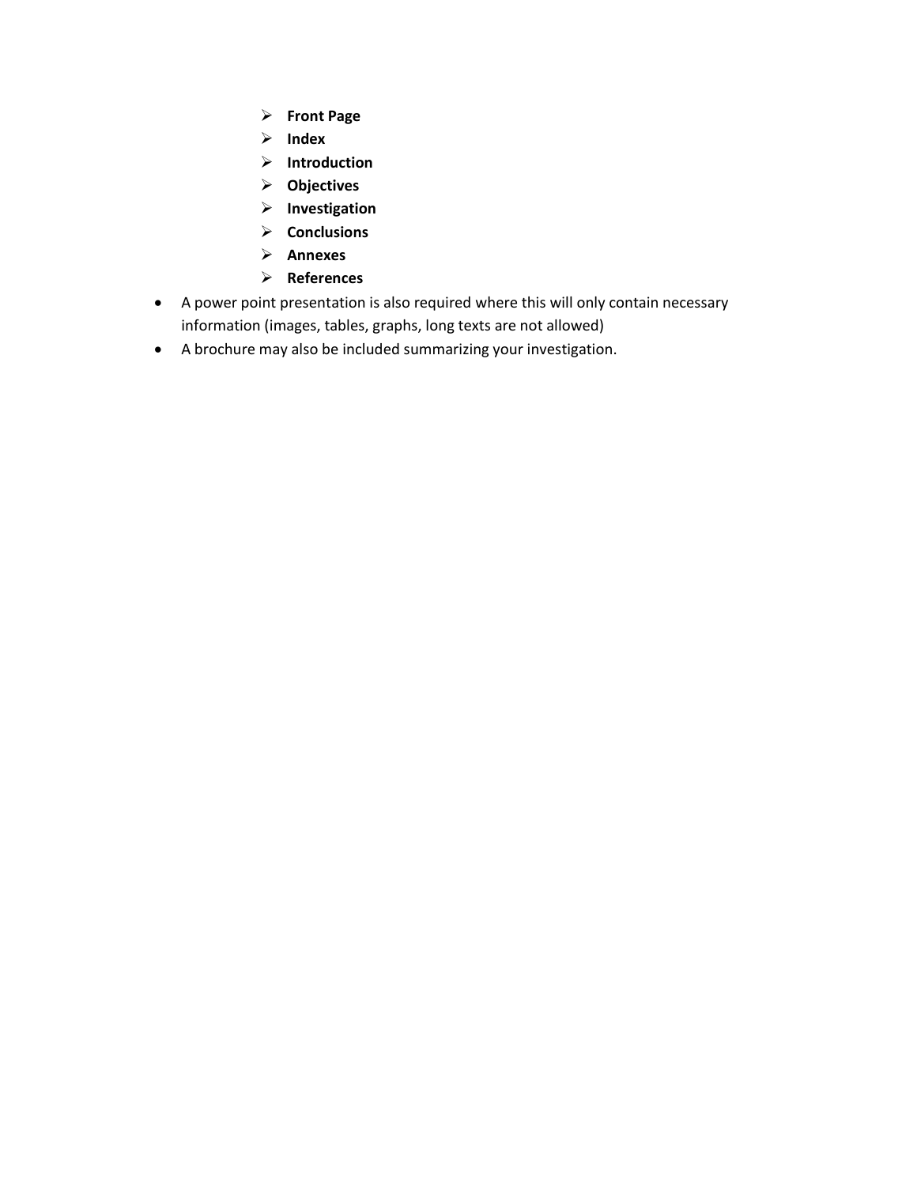- **Front Page**
- **Index**
- **Introduction**
- **Objectives**
- **Investigation**
- **Conclusions**
- **Annexes**
- **References**

- A power point presentation is also required where this will only contain necessary information (images, tables, graphs, long texts are not allowed)
- A brochure may also be included summarizing your investigation.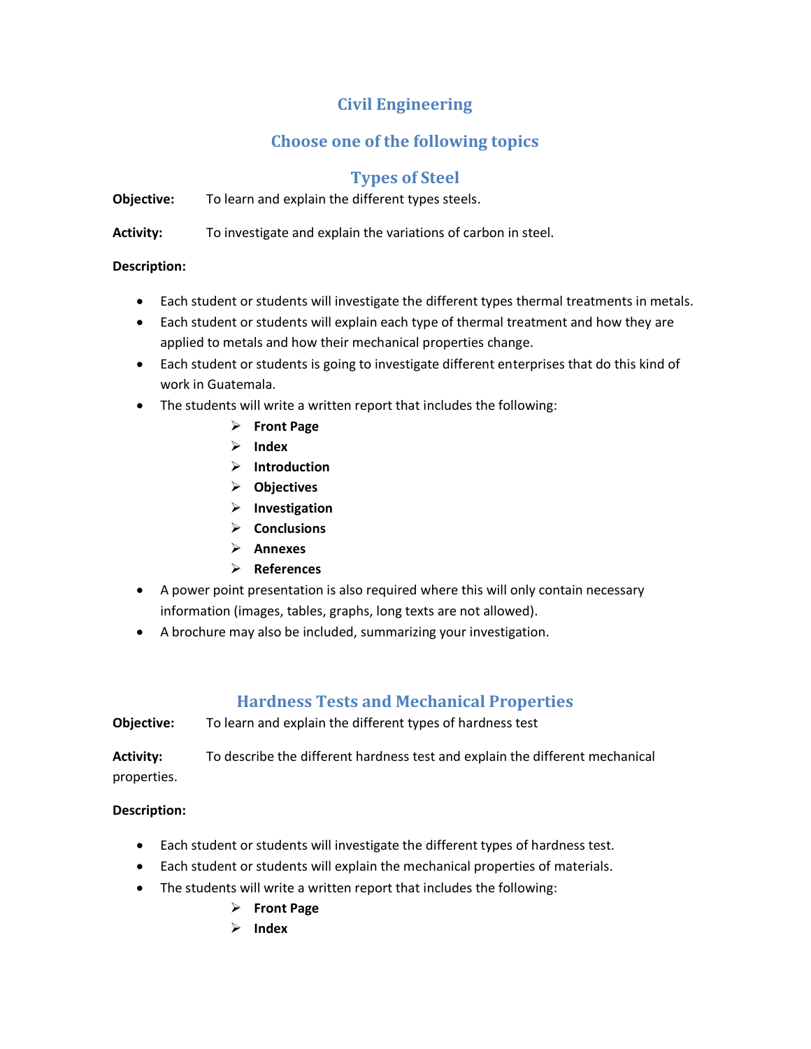# Civil Engineering

## Choose one of the following topics

## Types of Steel

**Objective:** To learn and explain the different types steels.

**Activity:** To investigate and explain the variations of carbon in steel.

**Description:**

- Each student or students will investigate the different types thermal treatments in metals.
- Each student or students will explain each type of thermal treatment and how they are applied to metals and how their mechanical properties change.
- Each student or students is going to investigate different enterprises that do this kind of work in Guatemala.
- The students will write a written report that includes the following:
    - **Front Page**
    - **Index**
    - **Introduction**
    - **Objectives**
    - **Investigation**
    - **Conclusions**
    - **Annexes**
    - **References**
- A power point presentation is also required where this will only contain necessary information (images, tables, graphs, long texts are not allowed).
- A brochure may also be included, summarizing your investigation.

## Hardness Tests and Mechanical Properties

**Objective:** To learn and explain the different types of hardness test

**Activity:** To describe the different hardness test and explain the different mechanical properties.

**Description:**

- Each student or students will investigate the different types of hardness test.
- Each student or students will explain the mechanical properties of materials.
- The students will write a written report that includes the following:
    - **Front Page**
    - **Index**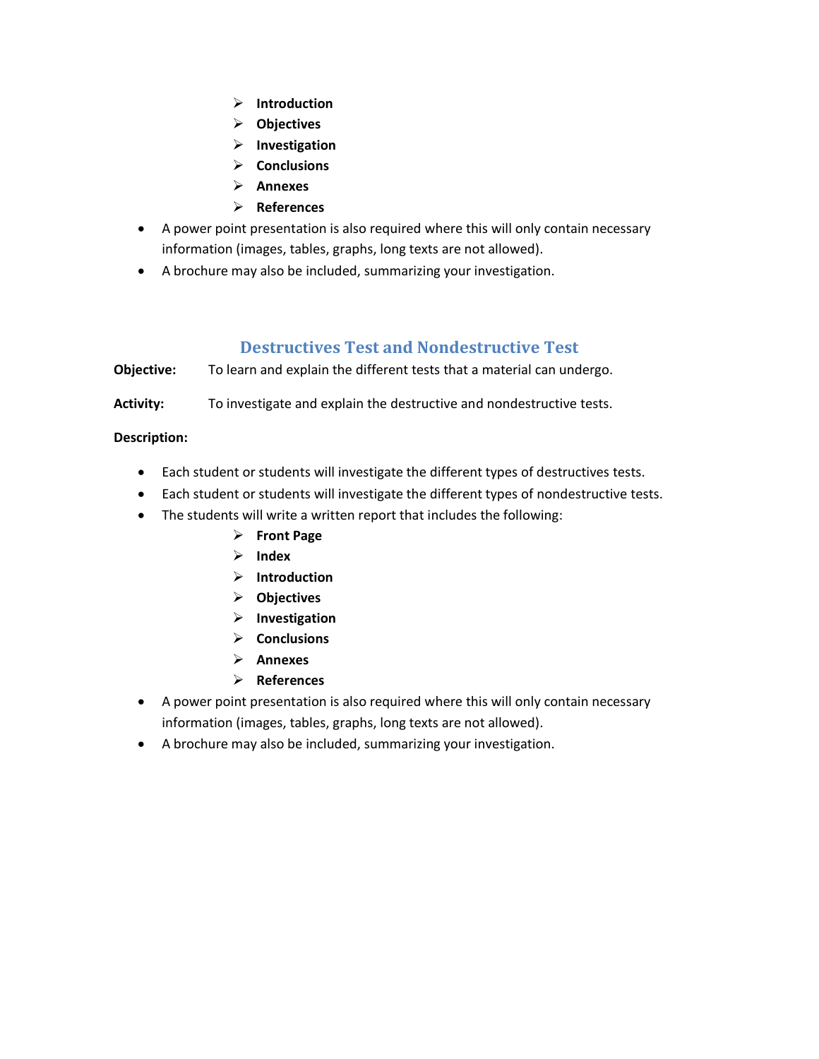- **Introduction**
- **Objectives**
- **Investigation**
- **Conclusions**
- **Annexes**
- **References**

- A power point presentation is also required where this will only contain necessary information (images, tables, graphs, long texts are not allowed).
- A brochure may also be included, summarizing your investigation.

## Destructives Test and Nondestructive Test

**Objective:** To learn and explain the different tests that a material can undergo.

**Activity:** To investigate and explain the destructive and nondestructive tests.

**Description:**

- Each student or students will investigate the different types of destructives tests.
- Each student or students will investigate the different types of nondestructive tests.
- The students will write a written report that includes the following:
  - **Front Page**
  - **Index**
  - **Introduction**
  - **Objectives**
  - **Investigation**
  - **Conclusions**
  - **Annexes**
  - **References**
- A power point presentation is also required where this will only contain necessary information (images, tables, graphs, long texts are not allowed).
- A brochure may also be included, summarizing your investigation.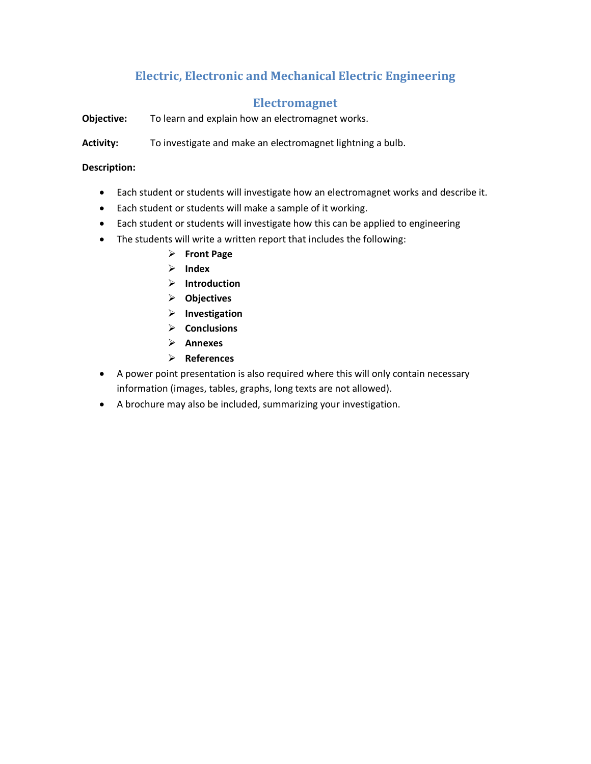# Electric, Electronic and Mechanical Electric Engineering

## Electromagnet

**Objective:** To learn and explain how an electromagnet works.

**Activity:** To investigate and make an electromagnet lightning a bulb.

**Description:**

- Each student or students will investigate how an electromagnet works and describe it.
- Each student or students will make a sample of it working.
- Each student or students will investigate how this can be applied to engineering
- The students will write a written report that includes the following:
  - **Front Page**
  - **Index**
  - **Introduction**
  - **Objectives**
  - **Investigation**
  - **Conclusions**
  - **Annexes**
  - **References**
- A power point presentation is also required where this will only contain necessary information (images, tables, graphs, long texts are not allowed).
- A brochure may also be included, summarizing your investigation.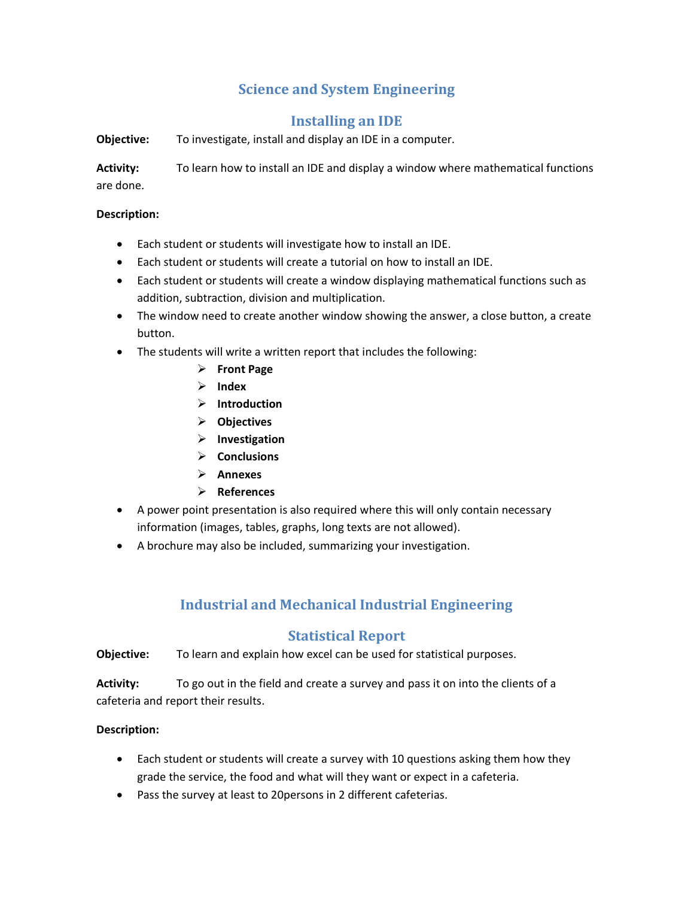## Science and System Engineering

## Installing an IDE

**Objective:** To investigate, install and display an IDE in a computer.

**Activity:** To learn how to install an IDE and display a window where mathematical functions are done.

**Description:**

- Each student or students will investigate how to install an IDE.
- Each student or students will create a tutorial on how to install an IDE.
- Each student or students will create a window displaying mathematical functions such as addition, subtraction, division and multiplication.
- The window need to create another window showing the answer, a close button, a create button.
- The students will write a written report that includes the following:
  - **Front Page**
  - **Index**
  - **Introduction**
  - **Objectives**
  - **Investigation**
  - **Conclusions**
  - **Annexes**
  - **References**
- A power point presentation is also required where this will only contain necessary information (images, tables, graphs, long texts are not allowed).
- A brochure may also be included, summarizing your investigation.

## Industrial and Mechanical Industrial Engineering

## Statistical Report

**Objective:** To learn and explain how excel can be used for statistical purposes.

**Activity:** To go out in the field and create a survey and pass it on into the clients of a cafeteria and report their results.

**Description:**

- Each student or students will create a survey with 10 questions asking them how they grade the service, the food and what will they want or expect in a cafeteria.
- Pass the survey at least to 20persons in 2 different cafeterias.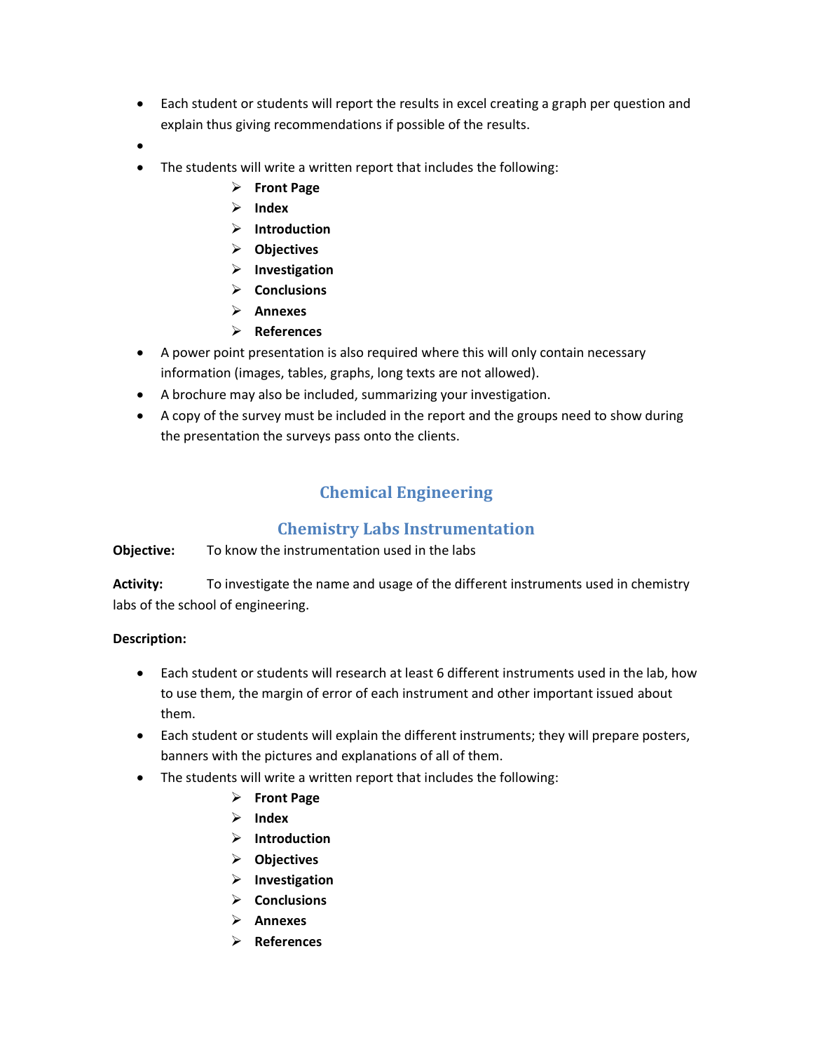- Each student or students will report the results in excel creating a graph per question and explain thus giving recommendations if possible of the results.
- 
- The students will write a written report that includes the following:
  - **Front Page**
  - **Index**
  - **Introduction**
  - **Objectives**
  - **Investigation**
  - **Conclusions**
  - **Annexes**
  - **References**
- A power point presentation is also required where this will only contain necessary information (images, tables, graphs, long texts are not allowed).
- A brochure may also be included, summarizing your investigation.
- A copy of the survey must be included in the report and the groups need to show during the presentation the surveys pass onto the clients.

## Chemical Engineering

## Chemistry Labs Instrumentation

**Objective:** To know the instrumentation used in the labs

**Activity:** To investigate the name and usage of the different instruments used in chemistry labs of the school of engineering.

**Description:**

- Each student or students will research at least 6 different instruments used in the lab, how to use them, the margin of error of each instrument and other important issued about them.
- Each student or students will explain the different instruments; they will prepare posters, banners with the pictures and explanations of all of them.
- The students will write a written report that includes the following:
  - **Front Page**
  - **Index**
  - **Introduction**
  - **Objectives**
  - **Investigation**
  - **Conclusions**
  - **Annexes**
  - **References**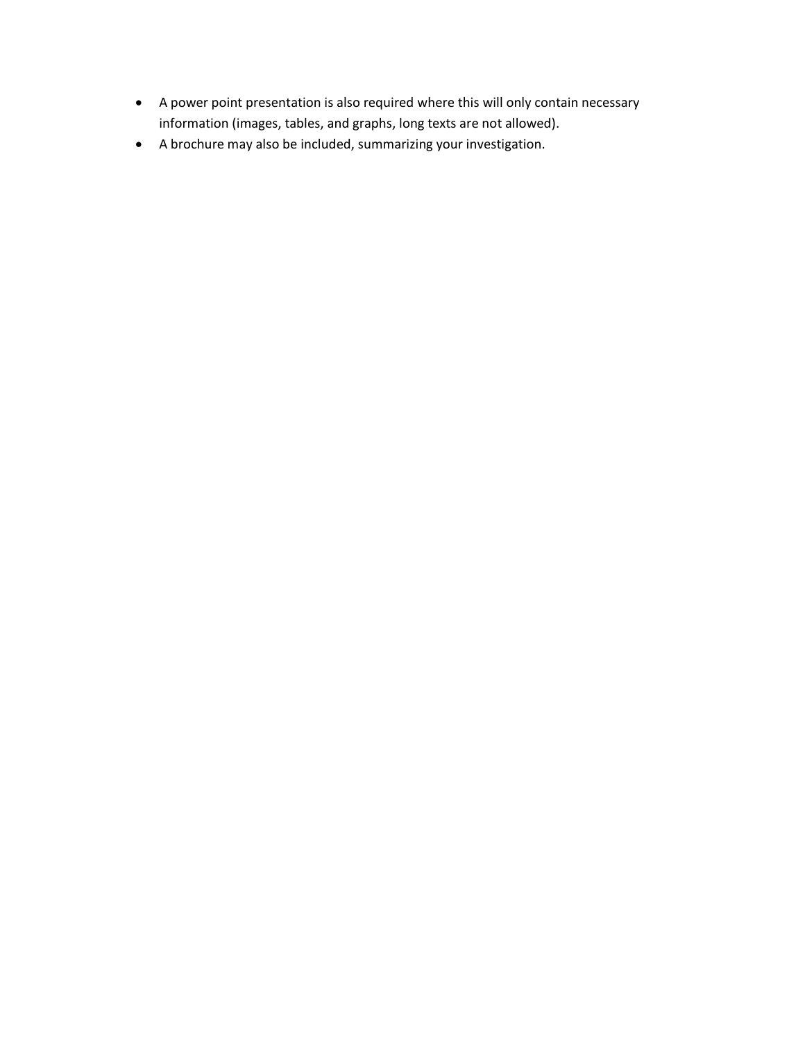- A power point presentation is also required where this will only contain necessary information (images, tables, and graphs, long texts are not allowed).
- A brochure may also be included, summarizing your investigation.